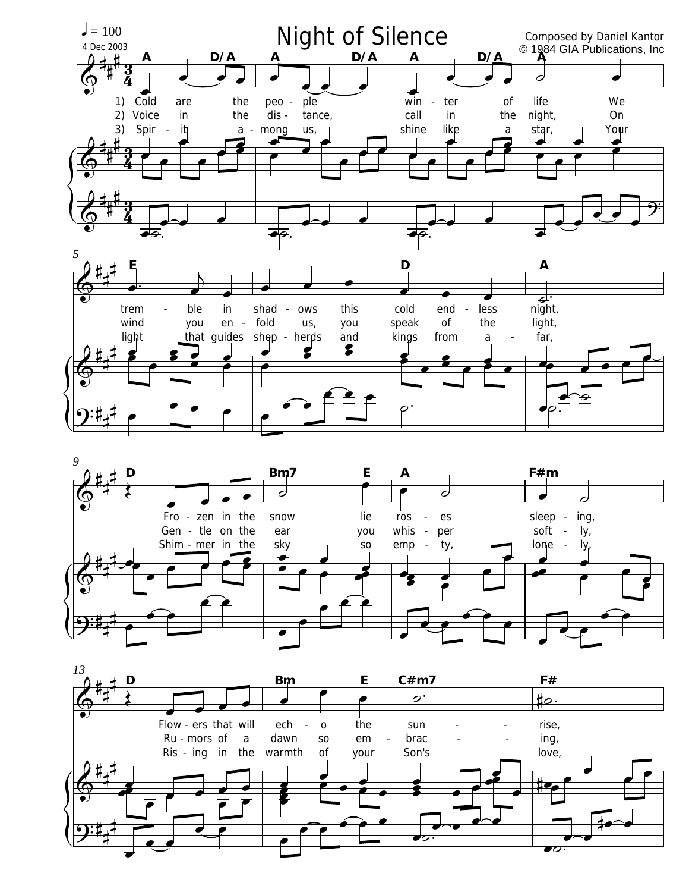# Night of Silence

♩ = 100

4 Dec 2003

Composed by Daniel Kantor
© 1984 GIA Publications, Inc

A D/A A D/A A D/A A

1) Cold are the peo - ple win - ter of life We
2) Voice in the dis - tance, call in the night, On
3) Spir - it a - mong us, shine like a star, Your

E D A

trem - ble in shad - ows this cold end - less night,
wind you en - fold us, you speak of the light,
light that guides shep - herds and kings from a - far,

D Bm7 E A F#m

Fro - zen in the snow lie ros - es sleep - ing,
Gen - tle on the ear you whis - per soft - ly,
Shim - mer in the sky so emp - ty, lone - ly,

D Bm E C#m7 F#

Flow - ers that will ech - o the sun - - rise,
Ru - mors of a dawn so em - brac - - ing,
Ris - ing in the warmth of your Son's love,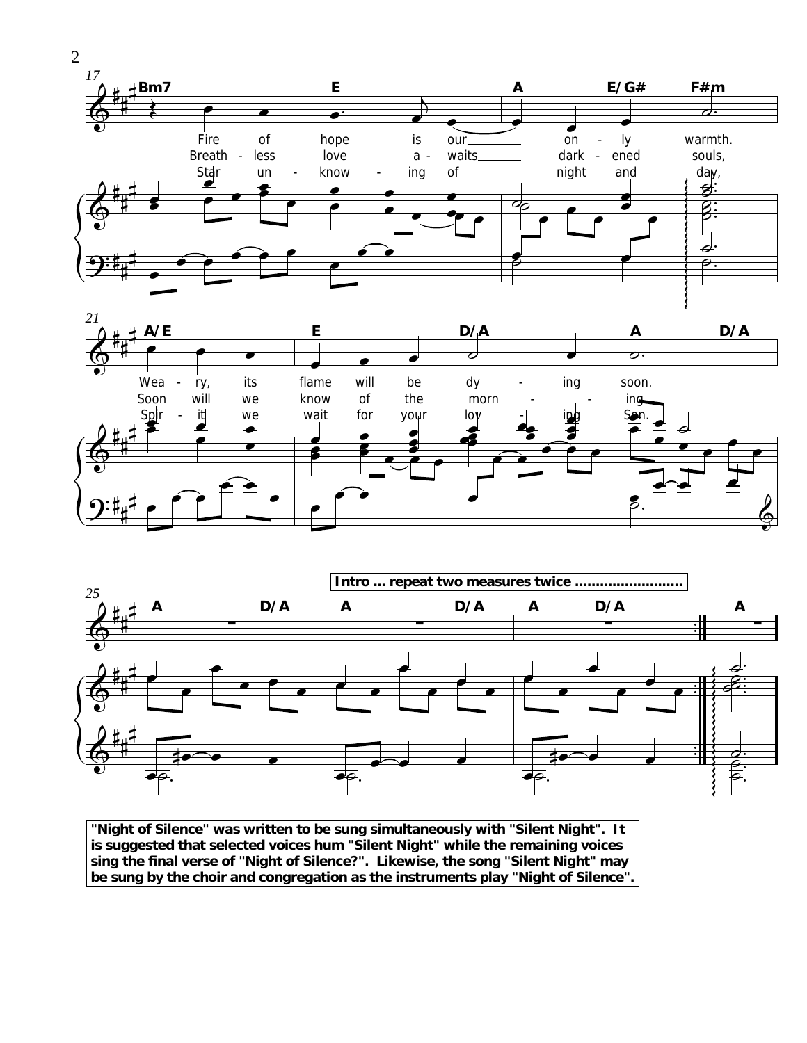17

Bm7 E A E/G# F#m

Fire of hope is our on - ly warmth.
Breath - less love a - waits dark - ened souls,
Star un - know - ing of night and day,

21

A/E E D/A A D/A

Wea - ry, its flame will be dy - ing soon.
Soon will we know of the morn - ing.
Spir - it we wait for your lov - ing Son.

25

Intro ... repeat two measures twice ..........................

A D/A A D/A A D/A A

**"Night of Silence" was written to be sung simultaneously with "Silent Night". It is suggested that selected voices hum "Silent Night" while the remaining voices sing the final verse of "Night of Silence?". Likewise, the song "Silent Night" may be sung by the choir and congregation as the instruments play "Night of Silence".**